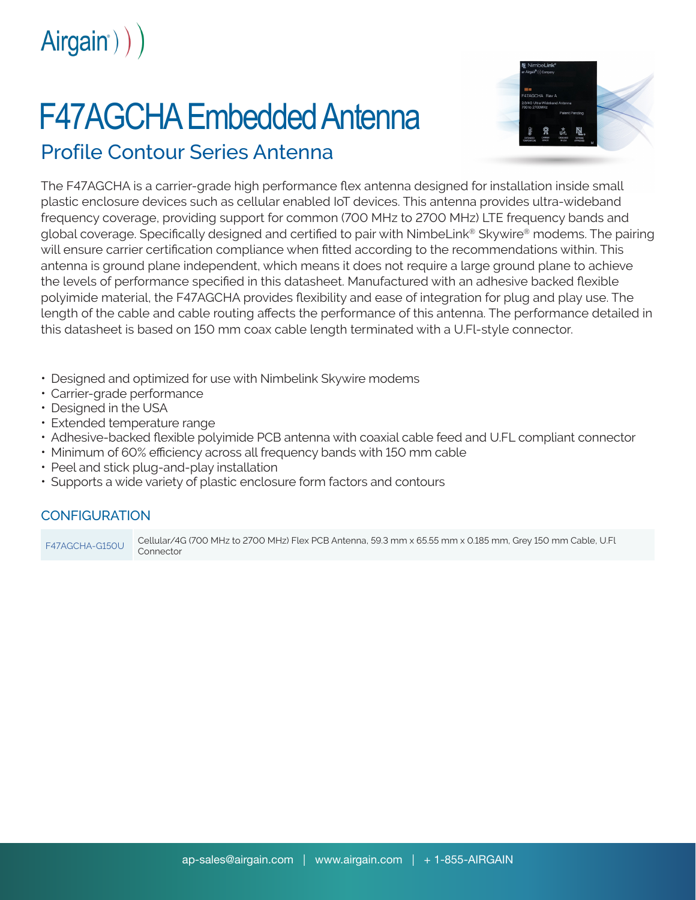# F47AGCHA Embedded Antenna

## Profile Contour Series Antenna

The F47AGCHA is a carrier-grade high performance flex antenna designed for installation inside small plastic enclosure devices such as cellular enabled IoT devices. This antenna provides ultra-wideband frequency coverage, providing support for common (700 MHz to 2700 MHz) LTE frequency bands and global coverage. Specifically designed and certified to pair with NimbeLink® Skywire® modems. The pairing will ensure carrier certification compliance when fitted according to the recommendations within. This antenna is ground plane independent, which means it does not require a large ground plane to achieve the levels of performance specified in this datasheet. Manufactured with an adhesive backed flexible polyimide material, the F47AGCHA provides flexibility and ease of integration for plug and play use. The length of the cable and cable routing affects the performance of this antenna. The performance detailed in this datasheet is based on 150 mm coax cable length terminated with a U.Fl-style connector.

- Designed and optimized for use with Nimbelink Skywire modems
- Carrier-grade performance
- Designed in the USA
- Extended temperature range
- Adhesive-backed flexible polyimide PCB antenna with coaxial cable feed and U.FL compliant connector
- Minimum of 60% efficiency across all frequency bands with 150 mm cable
- Peel and stick plug-and-play installation
- Supports a wide variety of plastic enclosure form factors and contours

## CONFIGURATION

| | |
|---|---|
| F47AGCHA-G150U | Cellular/4G (700 MHz to 2700 MHz) Flex PCB Antenna, 59.3 mm x 65.55 mm x 0.185 mm, Grey 150 mm Cable, U.Fl Connector |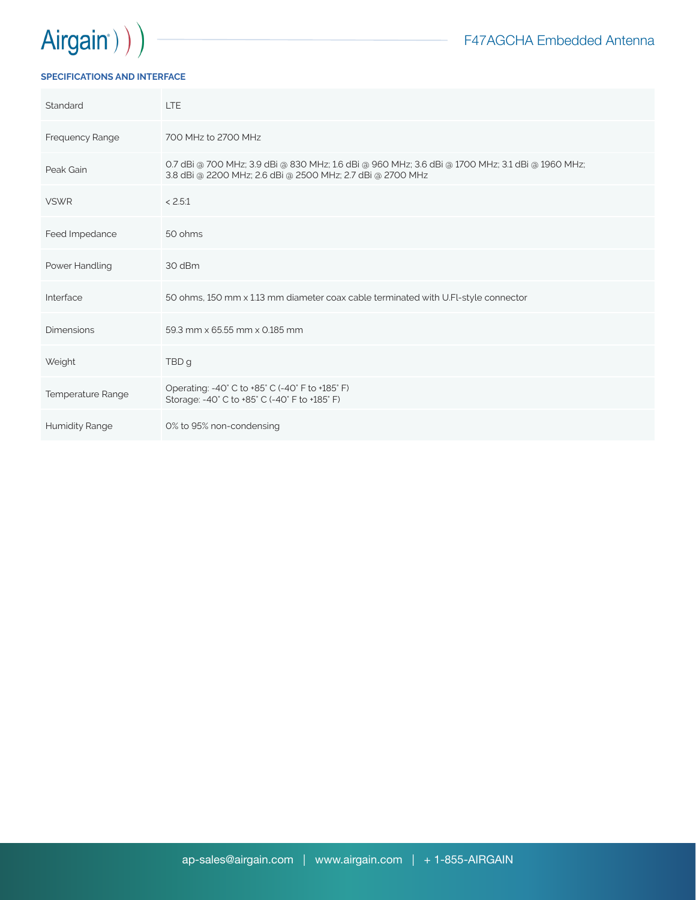## SPECIFICATIONS AND INTERFACE

| | |
|---|---|
| Standard | LTE |
| Frequency Range | 700 MHz to 2700 MHz |
| Peak Gain | 0.7 dBi @ 700 MHz; 3.9 dBi @ 830 MHz; 1.6 dBi @ 960 MHz; 3.6 dBi @ 1700 MHz; 3.1 dBi @ 1960 MHz; 3.8 dBi @ 2200 MHz; 2.6 dBi @ 2500 MHz; 2.7 dBi @ 2700 MHz |
| VSWR | < 2.5:1 |
| Feed Impedance | 50 ohms |
| Power Handling | 30 dBm |
| Interface | 50 ohms, 150 mm x 1.13 mm diameter coax cable terminated with U.FL-style connector |
| Dimensions | 59.3 mm x 65.55 mm x 0.185 mm |
| Weight | TBD g |
| Temperature Range | Operating: -40° C to +85° C (-40° F to +185° F)<br>Storage: -40° C to +85° C (-40° F to +185° F) |
| Humidity Range | 0% to 95% non-condensing |

ap-sales@airgain.com | www.airgain.com | + 1-855-AIRGAIN